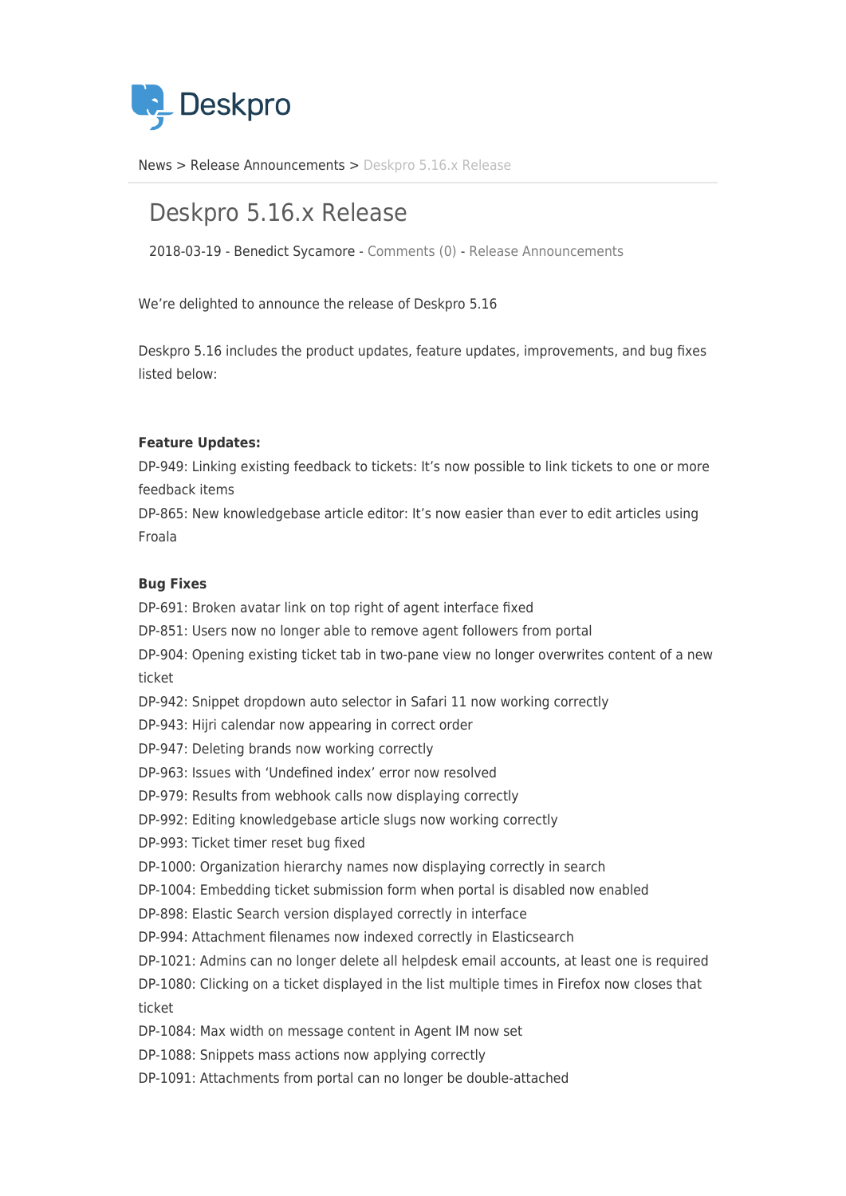Deskpro

News > Release Announcements > Deskpro 5.16.x Release

# Deskpro 5.16.x Release

2018-03-19 - Benedict Sycamore - Comments (0) - Release Announcements

We're delighted to announce the release of Deskpro 5.16

Deskpro 5.16 includes the product updates, feature updates, improvements, and bug fixes listed below:

**Feature Updates:**

DP-949: Linking existing feedback to tickets: It's now possible to link tickets to one or more feedback items

DP-865: New knowledgebase article editor: It's now easier than ever to edit articles using Froala

**Bug Fixes**

DP-691: Broken avatar link on top right of agent interface fixed

DP-851: Users now no longer able to remove agent followers from portal

DP-904: Opening existing ticket tab in two-pane view no longer overwrites content of a new ticket

DP-942: Snippet dropdown auto selector in Safari 11 now working correctly

DP-943: Hijri calendar now appearing in correct order

DP-947: Deleting brands now working correctly

DP-963: Issues with 'Undefined index' error now resolved

DP-979: Results from webhook calls now displaying correctly

DP-992: Editing knowledgebase article slugs now working correctly

DP-993: Ticket timer reset bug fixed

DP-1000: Organization hierarchy names now displaying correctly in search

DP-1004: Embedding ticket submission form when portal is disabled now enabled

DP-898: Elastic Search version displayed correctly in interface

DP-994: Attachment filenames now indexed correctly in Elasticsearch

DP-1021: Admins can no longer delete all helpdesk email accounts, at least one is required

DP-1080: Clicking on a ticket displayed in the list multiple times in Firefox now closes that ticket

DP-1084: Max width on message content in Agent IM now set

DP-1088: Snippets mass actions now applying correctly

DP-1091: Attachments from portal can no longer be double-attached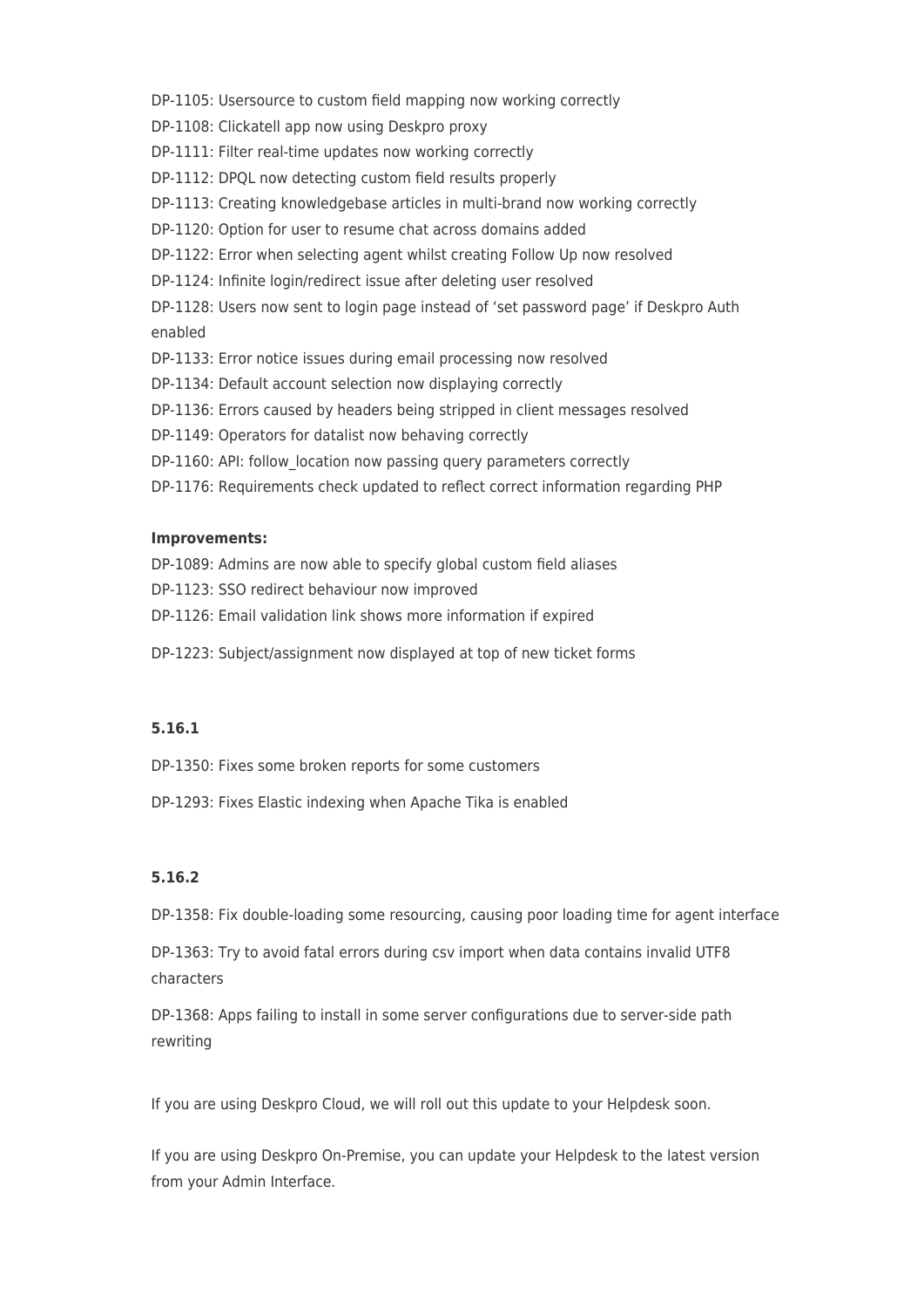DP-1105: Usersource to custom field mapping now working correctly

DP-1108: Clickatell app now using Deskpro proxy

DP-1111: Filter real-time updates now working correctly

DP-1112: DPQL now detecting custom field results properly

DP-1113: Creating knowledgebase articles in multi-brand now working correctly

DP-1120: Option for user to resume chat across domains added

DP-1122: Error when selecting agent whilst creating Follow Up now resolved

DP-1124: Infinite login/redirect issue after deleting user resolved

DP-1128: Users now sent to login page instead of 'set password page' if Deskpro Auth enabled

DP-1133: Error notice issues during email processing now resolved

DP-1134: Default account selection now displaying correctly

DP-1136: Errors caused by headers being stripped in client messages resolved

DP-1149: Operators for datalist now behaving correctly

DP-1160: API: follow_location now passing query parameters correctly

DP-1176: Requirements check updated to reflect correct information regarding PHP

**Improvements:**

DP-1089: Admins are now able to specify global custom field aliases

DP-1123: SSO redirect behaviour now improved

DP-1126: Email validation link shows more information if expired

DP-1223: Subject/assignment now displayed at top of new ticket forms

**5.16.1**

DP-1350: Fixes some broken reports for some customers

DP-1293: Fixes Elastic indexing when Apache Tika is enabled

**5.16.2**

DP-1358: Fix double-loading some resourcing, causing poor loading time for agent interface

DP-1363: Try to avoid fatal errors during csv import when data contains invalid UTF8 characters

DP-1368: Apps failing to install in some server configurations due to server-side path rewriting

If you are using Deskpro Cloud, we will roll out this update to your Helpdesk soon.

If you are using Deskpro On-Premise, you can update your Helpdesk to the latest version from your Admin Interface.